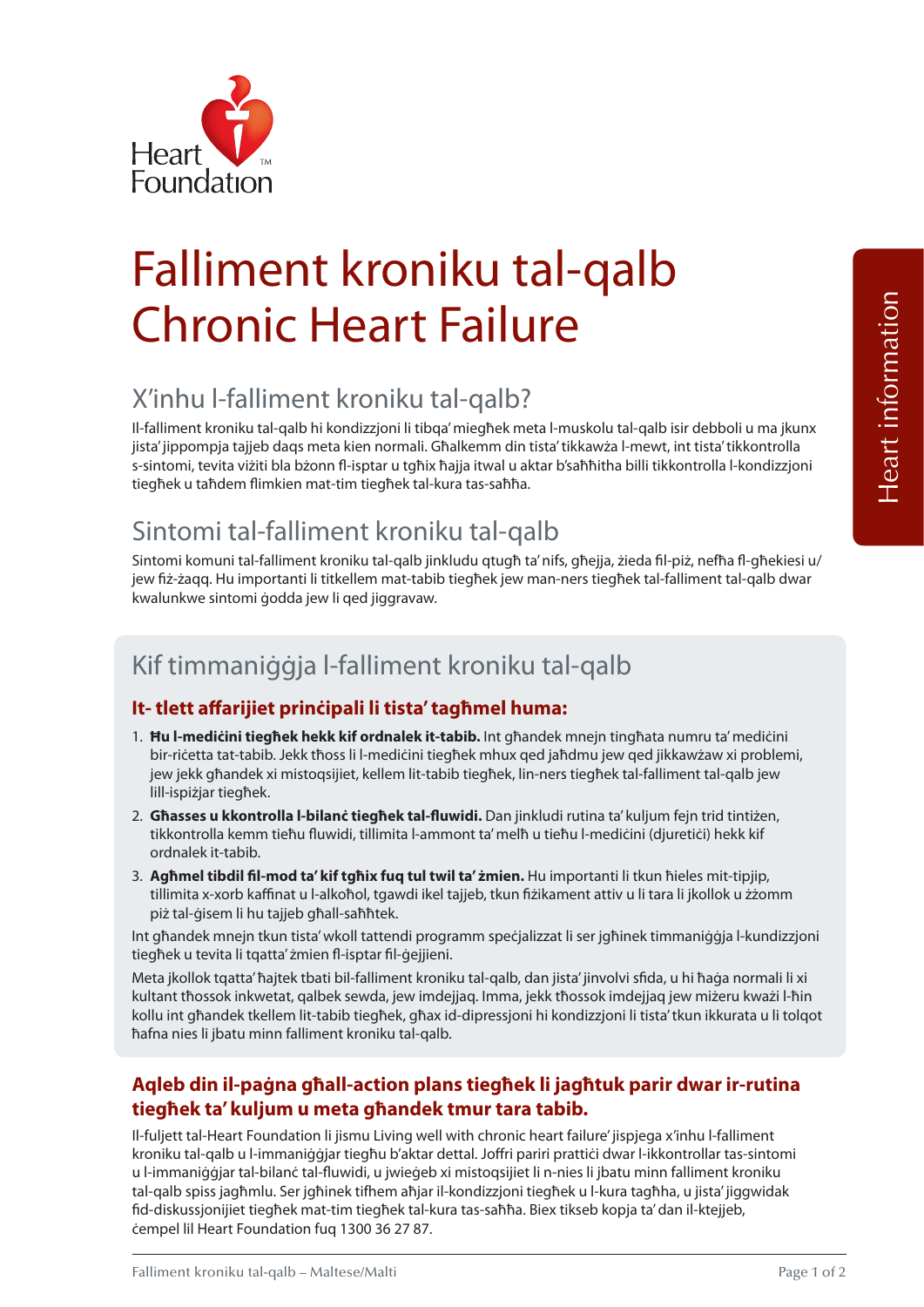# Falliment kroniku tal-qalb
# Chronic Heart Failure

## X'inhu l-falliment kroniku tal-qalb?

Il-falliment kroniku tal-qalb hi kondizzjoni li tibqa' miegħek meta l-muskolu tal-qalb isir debboli u ma jkunx jista' jippompja tajjeb daqs meta kien normali. Għalkemm din tista' tikkawża l-mewt, int tista' tikkontrolla s-sintomi, tevita viżiti bla bżonn fl-isptar u tgħix ħajja itwal u aktar b'saħħitha billi tikkontrolla l-kondizzjoni tiegħek u taħdem flimkien mat-tim tiegħek tal-kura tas-saħħa.

## Sintomi tal-falliment kroniku tal-qalb

Sintomi komuni tal-falliment kroniku tal-qalb jinkludu qtugħ ta' nifs, għejja, żieda fil-piż, nefħa fl-għekiesi u/jew fiż-żaqq. Hu importanti li titkellem mat-tabib tiegħek jew man-ners tiegħek tal-falliment tal-qalb dwar kwalunkwe sintomi ġodda jew li qed jiggravaw.

## Kif timmaniġġja l-falliment kroniku tal-qalb

### It- tlett affarijiet prinċipali li tista' tagħmel huma:

1. **Ħu l-mediċini tiegħek hekk kif ordnalek it-tabib.** Int għandek mnejn tingħata numru ta' mediċini bir-riċetta tat-tabib. Jekk tħoss li l-mediċini tiegħek mhux qed jaħdmu jew qed jikkawżaw xi problemi, jew jekk għandek xi mistoqsijiet, kellem lit-tabib tiegħek, lin-ners tiegħek tal-falliment tal-qalb jew lill-ispiżjar tiegħek.
2. **Għasses u kkontrolla l-bilanċ tiegħek tal-fluwidi.** Dan jinkludi rutina ta' kuljum fejn trid tintiżen, tikkontrolla kemm tieħu fluwidi, tillimita l-ammont ta' melħ u tieħu l-mediċini (djuretiċi) hekk kif ordnalek it-tabib.
3. **Agħmel tibdil fil-mod ta' kif tgħix fuq tul twil ta' żmien.** Hu importanti li tkun ħieles mit-tipjip, tillimita x-xorb kaffinat u l-alkoħol, tgawdi ikel tajjeb, tkun fiżikament attiv u li tara li jkollok u żżomm piż tal-ġisem li hu tajjeb għall-saħħtek.

Int għandek mnejn tkun tista' wkoll tattendi programm speċjalizzat li ser jgħinek timmaniġġja l-kundizzjoni tiegħek u tevita li tqatta' żmien fl-isptar fil-ġejjieni.

Meta jkollok tqatta' ħajtek tbati bil-falliment kroniku tal-qalb, dan jista' jinvolvi sfida, u hi ħaġa normali li xi kultant tħossok inkwetat, qalbek sewda, jew imdejjaq. Imma, jekk tħossok imdejjaq jew miżeru kważi l-ħin kollu int għandek tkellem lit-tabib tiegħek, għax id-dipressjoni hi kondizzjoni li tista' tkun ikkurata u li tolqot ħafna nies li jbatu minn falliment kroniku tal-qalb.

### Aqleb din il-paġna għall-action plans tiegħek li jagħtuk parir dwar ir-rutina tiegħek ta' kuljum u meta għandek tmur tara tabib.

Il-fuljett tal-Heart Foundation li jismu Living well with chronic heart failure' jispjega x'inhu l-falliment kroniku tal-qalb u l-immaniġġjar tiegħu b'aktar dettal. Joffri pariri prattiċi dwar l-ikkontrollar tas-sintomi u l-immaniġġjar tal-bilanċ tal-fluwidi, u jwieġeb xi mistoqsijiet li n-nies li jbatu minn falliment kroniku tal-qalb spiss jagħmlu. Ser jgħinek tifhem aħjar il-kondizzjoni tiegħek u l-kura tagħha, u jista' jiggwidak fid-diskussjonijiet tiegħek mat-tim tiegħek tal-kura tas-saħħa. Biex tikseb kopja ta' dan il-ktejjeb, ċempel lil Heart Foundation fuq 1300 36 27 87.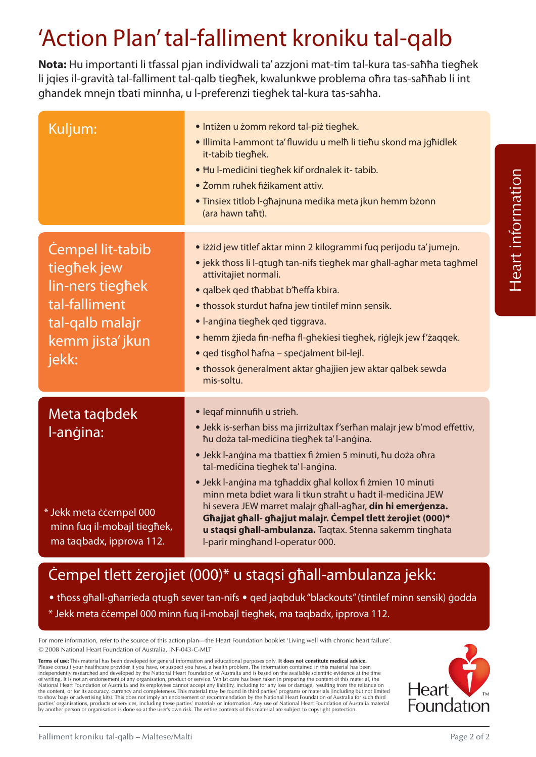# 'Action Plan' tal-falliment kroniku tal-qalb

**Nota:** Hu importanti li tfassal pjan individwali ta' azzjoni mat-tim tal-kura tas-saħħa tiegħek li jqies il-gravità tal-falliment tal-qalb tiegħek, kwalunkwe problema oħra tas-saħħab li int għandek mnejn tbati minnha, u l-preferenzi tiegħek tal-kura tas-saħħa.

## Kuljum:

- Intiżen u żomm rekord tal-piż tiegħek.
- Illimita l-ammont ta' fluwidu u melħ li tieħu skond ma jgħidlek it-tabib tiegħek.
- Ħu l-mediċini tiegħek kif ordnalek it- tabib.
- Żomm ruħek fiżikament attiv.
- Tinsiex titlob l-għajnuna medika meta jkun hemm bżonn (ara hawn taħt).

## Ċempel lit-tabib tiegħek jew lin-ners tiegħek tal-falliment tal-qalb malajr kemm jista' jkun jekk:

- iżżid jew titlef aktar minn 2 kilogrammi fuq perijodu ta' jumejn.
- jekk tħoss li l-qtugħ tan-nifs tiegħek mar għall-agħar meta tagħmel attivitajiet normali.
- qalbek qed tħabbat b'ħeffa kbira.
- tħossok sturdut ħafna jew tintilef minn sensik.
- l-anġina tiegħek qed tiggrava.
- hemm żjieda fin-nefħa fl-għekiesi tiegħek, riġlejk jew f'żaqqek.
- qed tisgħol ħafna – speċjalment bil-lejl.
- tħossok ġeneralment aktar għajjien jew aktar qalbek sewda mis-soltu.

## Meta taqbdek l-anġina:

- Ieqaf minnufih u strieħ.
- Jekk is-serħan biss ma jirriżultax f'serħan malajr jew b'mod effettiv, ħu doża tal-mediċina tiegħek ta' l-anġina.
- Jekk l-anġina ma tbattiex fi żmien 5 minuti, ħu doża oħra tal-mediċina tiegħek ta' l-anġina.
- Jekk l-anġina ma tgħaddix għal kollox fi żmien 10 minuti minn meta bdiet wara li tkun straħt u ħadt il-mediċina JEW hi severa JEW marret malajr għall-agħar, **din hi emerġenza. Għajjat għall- għajjut malajr. Ċempel tlett żerojiet (000)* u staqsi għall-ambulanza.** Taqtax. Stenna sakemm tingħata l-parir mingħand l-operatur 000.

\* Jekk meta ċċempel 000 minn fuq il-mobajl tiegħek, ma taqbadx, ipprova 112.

## Ċempel tlett żerojiet (000)* u staqsi għall-ambulanza jekk:

- tħoss għall-għarrieda qtugħ sever tan-nifs
- qed jaqbduk "blackouts" (tintilef minn sensik) ġodda

\* Jekk meta ċċempel 000 minn fuq il-mobajl tiegħek, ma taqbadx, ipprova 112.

For more information, refer to the source of this action plan—the Heart Foundation booklet 'Living well with chronic heart failure'.
© 2008 National Heart Foundation of Australia. INF-043-C-MLT

**Terms of use:** This material has been developed for general information and educational purposes only. **It does not constitute medical advice.** Please consult your healthcare provider if you have, or suspect you have, a health problem. The information contained in this material has been independently researched and developed by the National Heart Foundation of Australia and is based on the available scientific evidence at the time of writing. It is not an endorsement of any organisation, product or service. Whilst care has been taken in preparing the content of this material, the National Heart Foundation of Australia and its employees cannot accept any liability, including for any loss or damage, resulting from the reliance on the content, or for its accuracy, currency and completeness. This material may be found in third parties' programs or materials (including but not limited to show bags or advertising kits). This does not imply an endorsement or recommendation by the National Heart Foundation of Australia for such third parties' organisations, products or services, including these parties' materials or information. Any use of National Heart Foundation of Australia material by another person or organisation is done so at the user's own risk. The entire contents of this material are subject to copyright protection.

Heart Foundation™